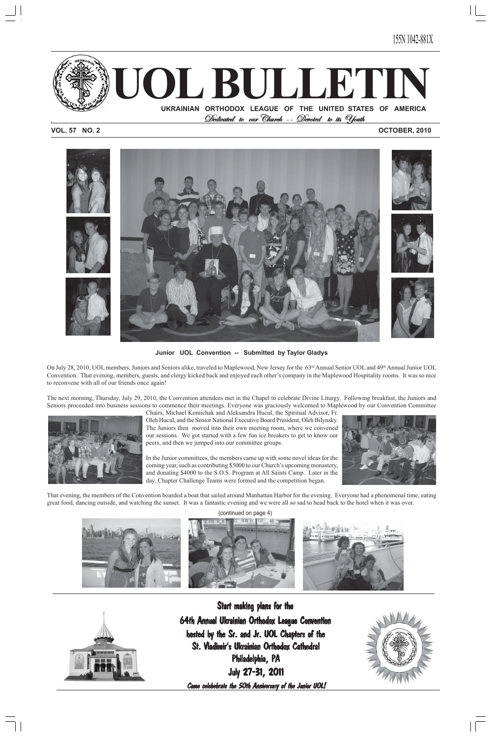155N 1042-881X

# UOL BULLETIN

**UKRAINIAN ORTHODOX LEAGUE OF THE UNITED STATES OF AMERICA**

*Dedicated to our Church -- Devoted to its Youth*

**VOL. 57 NO. 2** **OCTOBER, 2010**

**Junior UOL Convention -- Submitted by Taylor Gladys**

On July 28, 2010, UOL members, Juniors and Seniors alike, traveled to Maplewood, New Jersey for the 63rd Annual Senior UOL and 49th Annual Junior UOL Convention. That evening, members, guests, and clergy kicked back and enjoyed each other's company in the Maplewood Hospitality rooms. It was so nice to reconvene with all of our friends once again!

The next morning, Thursday, July 29, 2010, the Convention attendees met in the Chapel to celebrate Divine Liturgy. Following breakfast, the Juniors and Seniors proceeded into business sessions to commence their meetings. Everyone was graciously welcomed to Maplewood by our Convention Committee Chairs, Michael Komichak and Aleksandra Hucul, the Spiritual Advisor, Fr. Oleh Hucul, and the Senior National Executive Board President, Oleh Bilynsky. The Juniors then moved into their own meeting room, where we convened our sessions. We got started with a few fun ice breakers to get to know our peers, and then we jumped into our committee groups.

In the Junior committees, the members came up with some novel ideas for the coming year, such as contributing $5000 to our Church's upcoming monastery, and donating $4000 to the S.O.S. Program at All Saints Camp. Later in the day, Chapter Challenge Teams were formed and the competition began.

That evening, the members of the Convention boarded a boat that sailed around Manhattan Harbor for the evening. Everyone had a phenomenal time, eating great food, dancing outside, and watching the sunset. It was a fantastic evening and we were all so sad to head back to the hotel when it was over.

(continued on page 4)

**Start making plans for the**
**64th Annual Ukrainian Orthodox League Convention**
**hosted by the Sr. and Jr. UOL Chapters of the**
**St. Vladimir's Ukrainian Orthodox Cathedral**
**Philadelphia, PA**
**July 27-31, 2011**

*Come celebebrate the 50th Anniversary of the Junior UOL!*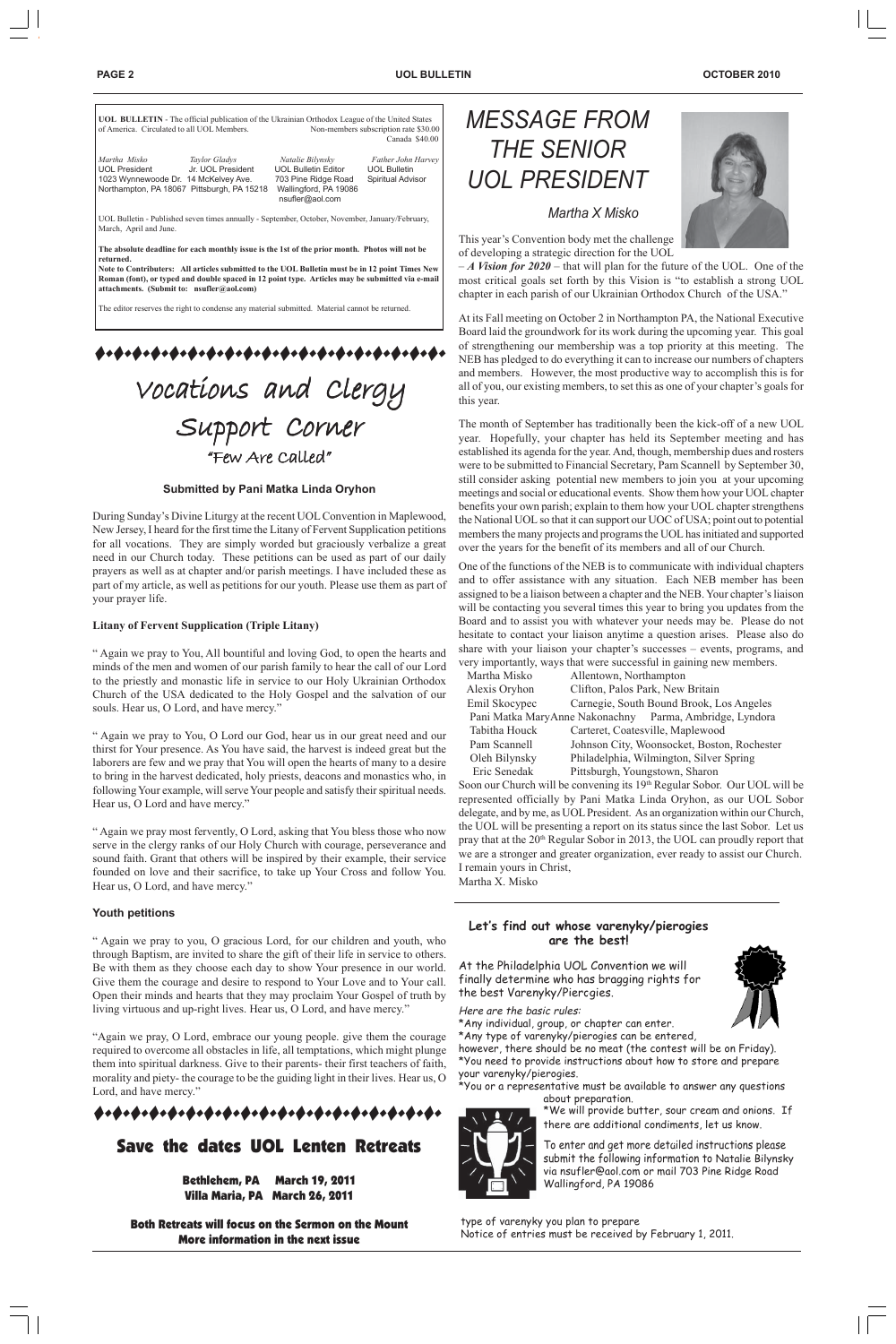**UOL BULLETIN** - The official publication of the Ukrainian Orthodox League of the United States of America. Circulated to all UOL Members. Non-members subscription rate $30.00 Canada $40.00

| *Martha Misko* | *Taylor Gladys* | *Natalie Bilynsky* | *Father John Harvey* |
|---|---|---|---|
| UOL President | Jr. UOL President | UOL Bulletin Editor | UOL Bulletin |
| 1023 Wynnewoode Dr. | 14 McKelvey Ave. | 703 Pine Ridge Road | Spiritual Advisor |
| Northampton, PA 18067 | Pittsburgh, PA 15218 | Wallingford, PA 19086 | |
| | | nsufler@aol.com | |

UOL Bulletin - Published seven times annually - September, October, November, January/February, March, April and June.

**The absolute deadline for each monthly issue is the 1st of the prior month. Photos will not be returned.**

**Note to Contributers: All articles submitted to the UOL Bulletin must be in 12 point Times New Roman (font), or typed and double spaced in 12 point type. Articles may be submitted via e-mail attachments. (Submit to: nsufler@aol.com)**

The editor reserves the right to condense any material submitted. Material cannot be returned.

# Vocations and Clergy Support Corner

## "Few Are Called"

**Submitted by Pani Matka Linda Oryhon**

During Sunday's Divine Liturgy at the recent UOL Convention in Maplewood, New Jersey, I heard for the first time the Litany of Fervent Supplication petitions for all vocations. They are simply worded but graciously verbalize a great need in our Church today. These petitions can be used as part of our daily prayers as well as at chapter and/or parish meetings. I have included these as part of my article, as well as petitions for our youth. Please use them as part of your prayer life.

**Litany of Fervent Supplication (Triple Litany)**

" Again we pray to You, All bountiful and loving God, to open the hearts and minds of the men and women of our parish family to hear the call of our Lord to the priestly and monastic life in service to our Holy Ukrainian Orthodox Church of the USA dedicated to the Holy Gospel and the salvation of our souls. Hear us, O Lord, and have mercy."

" Again we pray to You, O Lord our God, hear us in our great need and our thirst for Your presence. As You have said, the harvest is indeed great but the laborers are few and we pray that You will open the hearts of many to a desire to bring in the harvest dedicated, holy priests, deacons and monastics who, in following Your example, will serve Your people and satisfy their spiritual needs. Hear us, O Lord and have mercy."

" Again we pray most fervently, O Lord, asking that You bless those who now serve in the clergy ranks of our Holy Church with courage, perseverance and sound faith. Grant that others will be inspired by their example, their service founded on love and their sacrifice, to take up Your Cross and follow You. Hear us, O Lord, and have mercy."

**Youth petitions**

" Again we pray to you, O gracious Lord, for our children and youth, who through Baptism, are invited to share the gift of their life in service to others. Be with them as they choose each day to show Your presence in our world. Give them the courage and desire to respond to Your Love and to Your call. Open their minds and hearts that they may proclaim Your Gospel of truth by living virtuous and up-right lives. Hear us, O Lord, and have mercy."

"Again we pray, O Lord, embrace our young people. give them the courage required to overcome all obstacles in life, all temptations, which might plunge them into spiritual darkness. Give to their parents- their first teachers of faith, morality and piety- the courage to be the guiding light in their lives. Hear us, O Lord, and have mercy."

## Save the dates UOL Lenten Retreats

**Bethlehem, PA March 19, 2011**
**Villa Maria, PA March 26, 2011**

**Both Retreats will focus on the Sermon on the Mount**
**More information in the next issue**

# MESSAGE FROM THE SENIOR UOL PRESIDENT

*Martha X Misko*

This year's Convention body met the challenge of developing a strategic direction for the UOL – ***A Vision for 2020*** – that will plan for the future of the UOL. One of the most critical goals set forth by this Vision is "to establish a strong UOL chapter in each parish of our Ukrainian Orthodox Church of the USA."

At its Fall meeting on October 2 in Northampton PA, the National Executive Board laid the groundwork for its work during the upcoming year. This goal of strengthening our membership was a top priority at this meeting. The NEB has pledged to do everything it can to increase our numbers of chapters and members. However, the most productive way to accomplish this is for all of you, our existing members, to set this as one of your chapter's goals for this year.

The month of September has traditionally been the kick-off of a new UOL year. Hopefully, your chapter has held its September meeting and has established its agenda for the year. And, though, membership dues and rosters were to be submitted to Financial Secretary, Pam Scannell by September 30, still consider asking potential new members to join you at your upcoming meetings and social or educational events. Show them how your UOL chapter benefits your own parish; explain to them how your UOL chapter strengthens the National UOL so that it can support our UOC of USA; point out to potential members the many projects and programs the UOL has initiated and supported over the years for the benefit of its members and all of our Church.

One of the functions of the NEB is to communicate with individual chapters and to offer assistance with any situation. Each NEB member has been assigned to be a liaison between a chapter and the NEB. Your chapter's liaison will be contacting you several times this year to bring you updates from the Board and to assist you with whatever your needs may be. Please do not hesitate to contact your liaison anytime a question arises. Please also do share with your liaison your chapter's successes – events, programs, and very importantly, ways that were successful in gaining new members.

| | |
|---|---|
| Martha Misko | Allentown, Northampton |
| Alexis Oryhon | Clifton, Palos Park, New Britain |
| Emil Skocypec | Carnegie, South Bound Brook, Los Angeles |
| Pani Matka MaryAnne Nakonachny | Parma, Ambridge, Lyndora |
| Tabitha Houck | Carteret, Coatesville, Maplewood |
| Pam Scannell | Johnson City, Woonsocket, Boston, Rochester |
| Oleh Bilynsky | Philadelphia, Wilmington, Silver Spring |
| Eric Senedak | Pittsburgh, Youngstown, Sharon |

Soon our Church will be convening its 19th Regular Sobor. Our UOL will be represented officially by Pani Matka Linda Oryhon, as our UOL Sobor delegate, and by me, as UOL President. As an organization within our Church, the UOL will be presenting a report on its status since the last Sobor. Let us pray that at the 20th Regular Sobor in 2013, the UOL can proudly report that we are a stronger and greater organization, ever ready to assist our Church.

I remain yours in Christ,
Martha X. Misko

### Let's find out whose varenyky/pierogies are the best!

At the Philadelphia UOL Convention we will finally determine who has bragging rights for the best Varenyky/Piercgies.

*Here are the basic rules:*

*Any individual, group, or chapter can enter.
*Any type of varenyky/pierogies can be entered, however, there should be no meat (the contest will be on Friday).
*You need to provide instructions about how to store and prepare your varenyky/pierogies.
*You or a representative must be available to answer any questions about preparation.
*We will provide butter, sour cream and onions. If there are additional condiments, let us know.

To enter and get more detailed instructions please submit the following information to Natalie Bilynsky via nsufler@aol.com or mail 703 Pine Ridge Road Wallingford, PA 19086

type of varenyky you plan to prepare
Notice of entries must be received by February 1, 2011.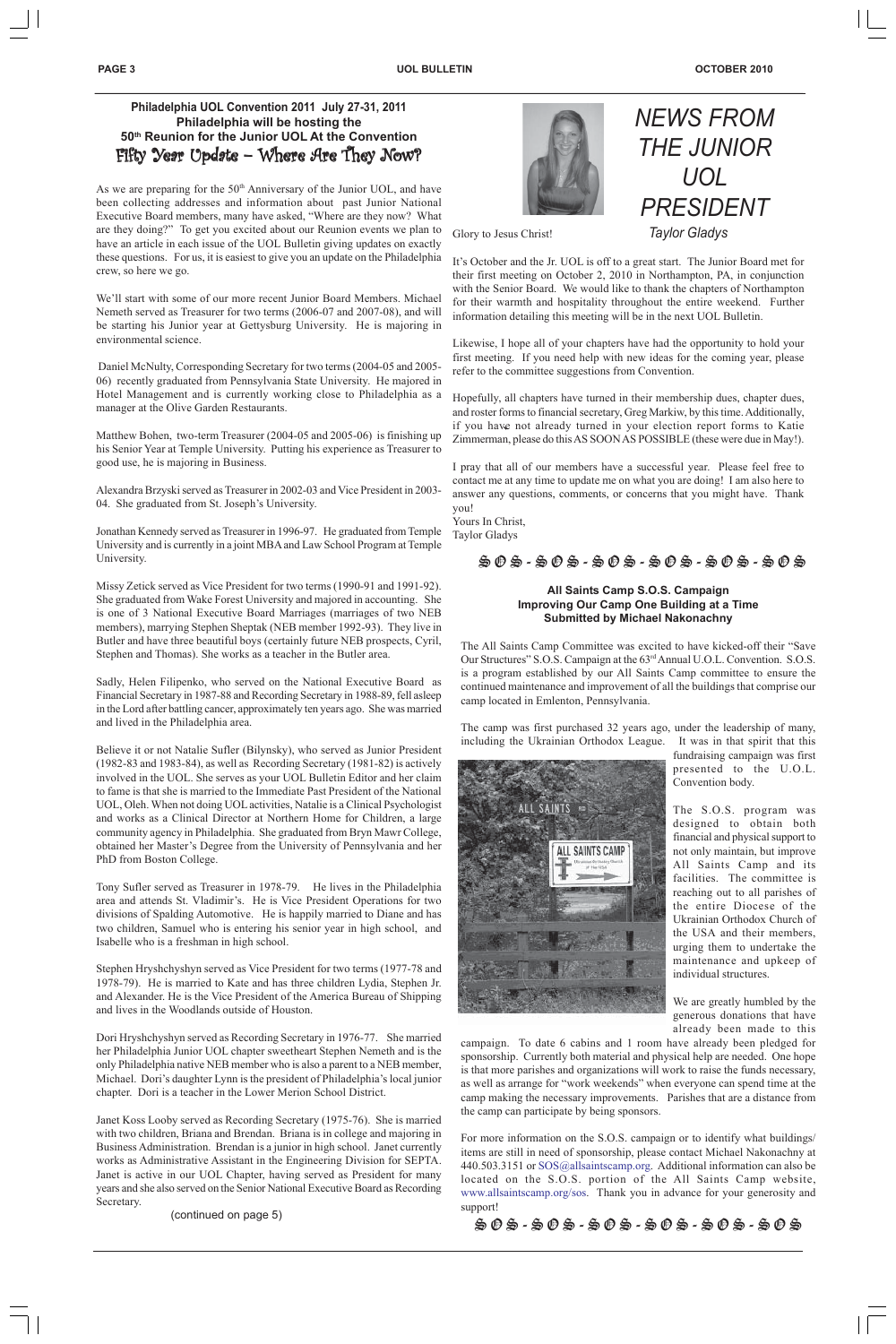**Philadelphia UOL Convention 2011 July 27-31, 2011**
**Philadelphia will be hosting the**
**50th Reunion for the Junior UOL At the Convention**

## Fifty Year Update – Where Are They Now?

As we are preparing for the 50th Anniversary of the Junior UOL, and have been collecting addresses and information about past Junior National Executive Board members, many have asked, "Where are they now? What are they doing?" To get you excited about our Reunion events we plan to have an article in each issue of the UOL Bulletin giving updates on exactly these questions. For us, it is easiest to give you an update on the Philadelphia crew, so here we go.

We'll start with some of our more recent Junior Board Members. Michael Nemeth served as Treasurer for two terms (2006-07 and 2007-08), and will be starting his Junior year at Gettysburg University. He is majoring in environmental science.

Daniel McNulty, Corresponding Secretary for two terms (2004-05 and 2005-06) recently graduated from Pennsylvania State University. He majored in Hotel Management and is currently working close to Philadelphia as a manager at the Olive Garden Restaurants.

Matthew Bohen, two-term Treasurer (2004-05 and 2005-06) is finishing up his Senior Year at Temple University. Putting his experience as Treasurer to good use, he is majoring in Business.

Alexandra Brzyski served as Treasurer in 2002-03 and Vice President in 2003-04. She graduated from St. Joseph's University.

Jonathan Kennedy served as Treasurer in 1996-97. He graduated from Temple University and is currently in a joint MBA and Law School Program at Temple University.

Missy Zetick served as Vice President for two terms (1990-91 and 1991-92). She graduated from Wake Forest University and majored in accounting. She is one of 3 National Executive Board Marriages (marriages of two NEB members), marrying Stephen Sheptak (NEB member 1992-93). They live in Butler and have three beautiful boys (certainly future NEB prospects, Cyril, Stephen and Thomas). She works as a teacher in the Butler area.

Sadly, Helen Filipenko, who served on the National Executive Board as Financial Secretary in 1987-88 and Recording Secretary in 1988-89, fell asleep in the Lord after battling cancer, approximately ten years ago. She was married and lived in the Philadelphia area.

Believe it or not Natalie Sufler (Bilynsky), who served as Junior President (1982-83 and 1983-84), as well as Recording Secretary (1981-82) is actively involved in the UOL. She serves as your UOL Bulletin Editor and her claim to fame is that she is married to the Immediate Past President of the National UOL, Oleh. When not doing UOL activities, Natalie is a Clinical Psychologist and works as a Clinical Director at Northern Home for Children, a large community agency in Philadelphia. She graduated from Bryn Mawr College, obtained her Master's Degree from the University of Pennsylvania and her PhD from Boston College.

Tony Sufler served as Treasurer in 1978-79. He lives in the Philadelphia area and attends St. Vladimir's. He is Vice President Operations for two divisions of Spalding Automotive. He is happily married to Diane and has two children, Samuel who is entering his senior year in high school, and Isabelle who is a freshman in high school.

Stephen Hryshchyshyn served as Vice President for two terms (1977-78 and 1978-79). He is married to Kate and has three children Lydia, Stephen Jr. and Alexander. He is the Vice President of the America Bureau of Shipping and lives in the Woodlands outside of Houston.

Dori Hryshchyshyn served as Recording Secretary in 1976-77. She married her Philadelphia Junior UOL chapter sweetheart Stephen Nemeth and is the only Philadelphia native NEB member who is also a parent to a NEB member, Michael. Dori's daughter Lynn is the president of Philadelphia's local junior chapter. Dori is a teacher in the Lower Merion School District.

Janet Koss Looby served as Recording Secretary (1975-76). She is married with two children, Briana and Brendan. Briana is in college and majoring in Business Administration. Brendan is a junior in high school. Janet currently works as Administrative Assistant in the Engineering Division for SEPTA. Janet is active in our UOL Chapter, having served as President for many years and she also served on the Senior National Executive Board as Recording Secretary.

(continued on page 5)

## *NEWS FROM THE JUNIOR UOL PRESIDENT*

*Taylor Gladys*

Glory to Jesus Christ!

It's October and the Jr. UOL is off to a great start. The Junior Board met for their first meeting on October 2, 2010 in Northampton, PA, in conjunction with the Senior Board. We would like to thank the chapters of Northampton for their warmth and hospitality throughout the entire weekend. Further information detailing this meeting will be in the next UOL Bulletin.

Likewise, I hope all of your chapters have had the opportunity to hold your first meeting. If you need help with new ideas for the coming year, please refer to the committee suggestions from Convention.

Hopefully, all chapters have turned in their membership dues, chapter dues, and roster forms to financial secretary, Greg Markiw, by this time. Additionally, if you have not already turned in your election report forms to Katie Zimmerman, please do this AS SOON AS POSSIBLE (these were due in May!).

I pray that all of our members have a successful year. Please feel free to contact me at any time to update me on what you are doing! I am also here to answer any questions, comments, or concerns that you might have. Thank you!

Yours In Christ,
Taylor Gladys

SOS - SOS - SOS - SOS - SOS - SOS

**All Saints Camp S.O.S. Campaign**
**Improving Our Camp One Building at a Time**
**Submitted by Michael Nakonachny**

The All Saints Camp Committee was excited to have kicked-off their "Save Our Structures" S.O.S. Campaign at the 63rd Annual U.O.L. Convention. S.O.S. is a program established by our All Saints Camp committee to ensure the continued maintenance and improvement of all the buildings that comprise our camp located in Emlenton, Pennsylvania.

The camp was first purchased 32 years ago, under the leadership of many, including the Ukrainian Orthodox League. It was in that spirit that this fundraising campaign was first presented to the U.O.L. Convention body.

The S.O.S. program was designed to obtain both financial and physical support to not only maintain, but improve All Saints Camp and its facilities. The committee is reaching out to all parishes of the entire Diocese of the Ukrainian Orthodox Church of the USA and their members, urging them to undertake the maintenance and upkeep of individual structures.

We are greatly humbled by the generous donations that have already been made to this campaign. To date 6 cabins and 1 room have already been pledged for sponsorship. Currently both material and physical help are needed. One hope is that more parishes and organizations will work to raise the funds necessary, as well as arrange for "work weekends" when everyone can spend time at the camp making the necessary improvements. Parishes that are a distance from the camp can participate by being sponsors.

For more information on the S.O.S. campaign or to identify what buildings/items are still in need of sponsorship, please contact Michael Nakonachny at 440.503.3151 or SOS@allsaintscamp.org. Additional information can also be located on the S.O.S. portion of the All Saints Camp website, www.allsaintscamp.org/sos. Thank you in advance for your generosity and support!

SOS - SOS - SOS - SOS - SOS - SOS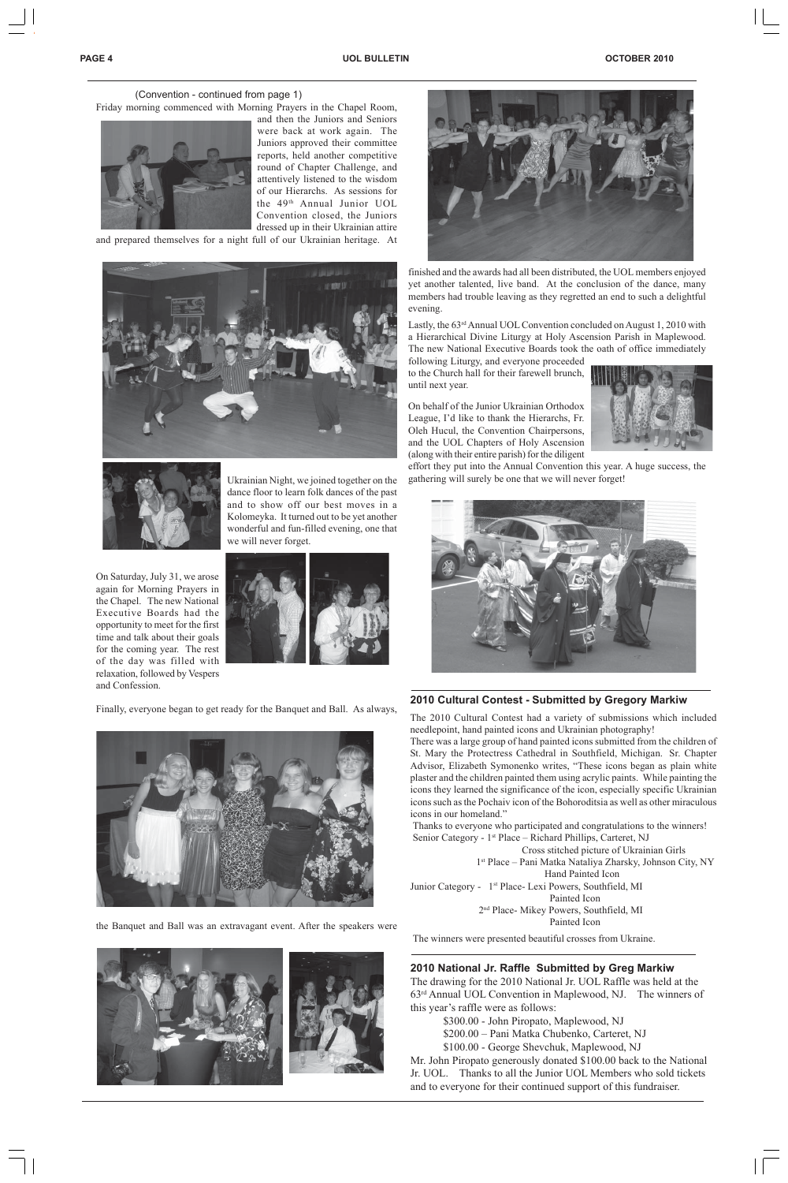(Convention - continued from page 1)

Friday morning commenced with Morning Prayers in the Chapel Room, and then the Juniors and Seniors were back at work again. The Juniors approved their committee reports, held another competitive round of Chapter Challenge, and attentively listened to the wisdom of our Hierarchs. As sessions for the 49th Annual Junior UOL Convention closed, the Juniors dressed up in their Ukrainian attire and prepared themselves for a night full of our Ukrainian heritage. At Ukrainian Night, we joined together on the dance floor to learn folk dances of the past and to show off our best moves in a Kolomeyka. It turned out to be yet another wonderful and fun-filled evening, one that we will never forget.

On Saturday, July 31, we arose again for Morning Prayers in the Chapel. The new National Executive Boards had the opportunity to meet for the first time and talk about their goals for the coming year. The rest of the day was filled with relaxation, followed by Vespers and Confession.

Finally, everyone began to get ready for the Banquet and Ball. As always, the Banquet and Ball was an extravagant event. After the speakers were finished and the awards had all been distributed, the UOL members enjoyed yet another talented, live band. At the conclusion of the dance, many members had trouble leaving as they regretted an end to such a delightful evening.

Lastly, the 63rd Annual UOL Convention concluded on August 1, 2010 with a Hierarchical Divine Liturgy at Holy Ascension Parish in Maplewood. The new National Executive Boards took the oath of office immediately following Liturgy, and everyone proceeded to the Church hall for their farewell brunch, until next year.

On behalf of the Junior Ukrainian Orthodox League, I'd like to thank the Hierarchs, Fr. Oleh Hucul, the Convention Chairpersons, and the UOL Chapters of Holy Ascension (along with their entire parish) for the diligent effort they put into the Annual Convention this year. A huge success, the gathering will surely be one that we will never forget!

## 2010 Cultural Contest - Submitted by Gregory Markiw

The 2010 Cultural Contest had a variety of submissions which included needlepoint, hand painted icons and Ukrainian photography!

There was a large group of hand painted icons submitted from the children of St. Mary the Protectress Cathedral in Southfield, Michigan. Sr. Chapter Advisor, Elizabeth Symonenko writes, "These icons began as plain white plaster and the children painted them using acrylic paints. While painting the icons they learned the significance of the icon, especially specific Ukrainian icons such as the Pochaiv icon of the Bohoroditsia as well as other miraculous icons in our homeland."

Thanks to everyone who participated and congratulations to the winners!

Senior Category - 1st Place – Richard Phillips, Carteret, NJ
Cross stitched picture of Ukrainian Girls
1st Place – Pani Matka Nataliya Zharsky, Johnson City, NY
Hand Painted Icon

Junior Category - 1st Place- Lexi Powers, Southfield, MI
Painted Icon
2nd Place- Mikey Powers, Southfield, MI
Painted Icon

The winners were presented beautiful crosses from Ukraine.

## 2010 National Jr. Raffle Submitted by Greg Markiw

The drawing for the 2010 National Jr. UOL Raffle was held at the 63rd Annual UOL Convention in Maplewood, NJ. The winners of this year's raffle were as follows:

- \$300.00 - John Piropato, Maplewood, NJ
- \$200.00 – Pani Matka Chubenko, Carteret, NJ
- \$100.00 - George Shevchuk, Maplewood, NJ

Mr. John Piropato generously donated \$100.00 back to the National Jr. UOL. Thanks to all the Junior UOL Members who sold tickets and to everyone for their continued support of this fundraiser.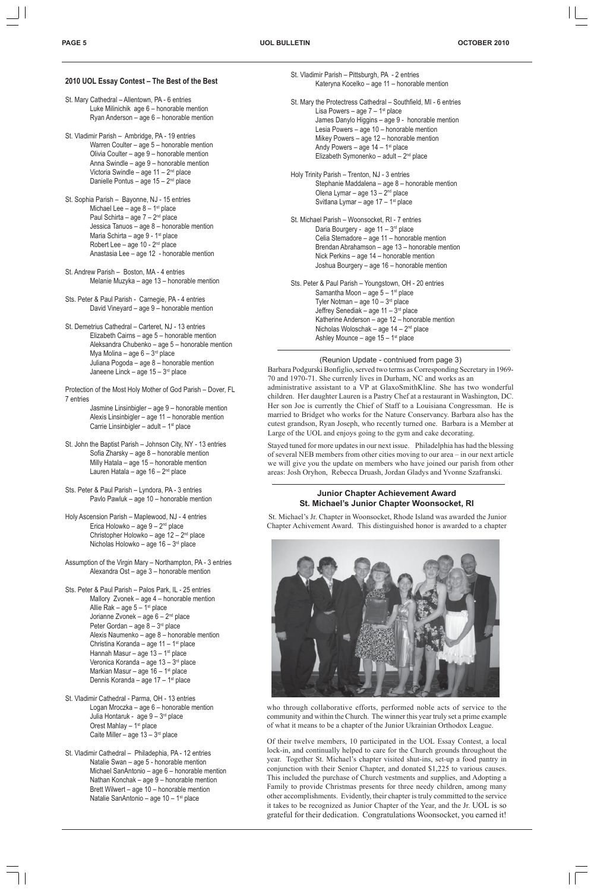### 2010 UOL Essay Contest – The Best of the Best

St. Mary Cathedral – Allentown, PA - 6 entries
- Luke Milinichik age 6 – honorable mention
- Ryan Anderson – age 6 – honorable mention

St. Vladimir Parish – Ambridge, PA - 19 entries
- Warren Coulter – age 5 – honorable mention
- Olivia Coulter – age 9 – honorable mention
- Anna Swindle – age 9 – honorable mention
- Victoria Swindle – age 11 – 2nd place
- Danielle Pontus – age 15 – 2nd place

St. Sophia Parish – Bayonne, NJ - 15 entries
- Michael Lee – age 8 – 1st place
- Paul Schirta – age 7 – 2nd place
- Jessica Tanuos – age 8 – honorable mention
- Maria Schirta – age 9 - 1st place
- Robert Lee – age 10 - 2nd place
- Anastasia Lee – age 12 - honorable mention

St. Andrew Parish – Boston, MA - 4 entries
- Melanie Muzyka – age 13 – honorable mention

Sts. Peter & Paul Parish - Carnegie, PA - 4 entries
- David Vineyard – age 9 – honorable mention

St. Demetrius Cathedral – Carteret, NJ - 13 entries
- Elizabeth Cairns – age 5 – honorable mention
- Aleksandra Chubenko – age 5 – honorable mention
- Mya Molina – age 6 – 3rd place
- Juliana Pogoda – age 8 – honorable mention
- Janeene Linck – age 15 – 3rd place

Protection of the Most Holy Mother of God Parish – Dover, FL 7 entries
- Jasmine Linsinbigler – age 9 – honorable mention
- Alexis Linsinbigler – age 11 – honorable mention
- Carrie Linsinbigler – adult – 1st place

St. John the Baptist Parish – Johnson City, NY - 13 entries
- Sofia Zharsky – age 8 – honorable mention
- Milly Hatala – age 15 – honorable mention
- Lauren Hatala – age 16 – 2nd place

Sts. Peter & Paul Parish – Lyndora, PA - 3 entries
- Pavlo Pawluk – age 10 – honorable mention

Holy Ascension Parish – Maplewood, NJ - 4 entries
- Erica Holowko – age 9 – 2nd place
- Christopher Holowko – age 12 – 2nd place
- Nicholas Holowko – age 16 – 3rd place

Assumption of the Virgin Mary – Northampton, PA - 3 entries
- Alexandra Ost – age 3 – honorable mention

Sts. Peter & Paul Parish – Palos Park, IL - 25 entries
- Mallory Zvonek – age 4 – honorable mention
- Allie Rak – age 5 – 1st place
- Jorianne Zvonek – age 6 – 2nd place
- Peter Gordan – age 8 – 3rd place
- Alexis Naumenko – age 8 – honorable mention
- Christina Koranda – age 11 – 1st place
- Hannah Masur – age 13 – 1st place
- Veronica Koranda – age 13 – 3rd place
- Markian Masur – age 16 – 1st place
- Dennis Koranda – age 17 – 1st place

St. Vladimir Cathedral - Parma, OH - 13 entries
- Logan Mroczka – age 6 – honorable mention
- Julia Hontaruk - age 9 – 3rd place
- Orest Mahlay – 1st place
- Caite Miller – age 13 – 3rd place

St. Vladimir Cathedral – Philadephia, PA - 12 entries
- Natalie Swan – age 5 - honorable mention
- Michael SanAntonio – age 6 – honorable mention
- Nathan Konchak – age 9 – honorable mention
- Brett Wilwert – age 10 – honorable mention
- Natalie SanAntonio – age 10 – 1st place

St. Vladimir Parish – Pittsburgh, PA - 2 entries
- Kateryna Kocelko – age 11 – honorable mention

St. Mary the Protectress Cathedral – Southfield, MI - 6 entries
- Lisa Powers – age 7 – 1st place
- James Danylo Higgins – age 9 - honorable mention
- Lesia Powers – age 10 – honorable mention
- Mikey Powers – age 12 – honorable mention
- Andy Powers – age 14 – 1st place
- Elizabeth Symonenko – adult – 2nd place

Holy Trinity Parish – Trenton, NJ - 3 entries
- Stephanie Maddalena – age 8 – honorable mention
- Olena Lymar – age 13 – 2nd place
- Svitlana Lymar – age 17 – 1st place

St. Michael Parish – Woonsocket, RI - 7 entries
- Daria Bourgery - age 11 – 3rd place
- Celia Stemadore – age 11 – honorable mention
- Brendan Abrahamson – age 13 – honorable mention
- Nick Perkins – age 14 – honorable mention
- Joshua Bourgery – age 16 – honorable mention

Sts. Peter & Paul Parish – Youngstown, OH - 20 entries
- Samantha Moon – age 5 – 1st place
- Tyler Notman – age 10 – 3rd place
- Jeffrey Senediak – age 11 – 3rd place
- Katherine Anderson – age 12 – honorable mention
- Nicholas Woloschak – age 14 – 2nd place
- Ashley Mounce – age 15 – 1st place

(Reunion Update - contniued from page 3)

Barbara Podgurski Bonfiglio, served two terms as Corresponding Secretary in 1969-70 and 1970-71. She currenly lives in Durham, NC and works as an administrative assistant to a VP at GlaxoSmithKline. She has two wonderful children. Her daughter Lauren is a Pastry Chef at a restaurant in Washington, DC. Her son Joe is currently the Chief of Staff to a Louisiana Congressman. He is married to Bridget who works for the Nature Conservancy. Barbara also has the cutest grandson, Ryan Joseph, who recently turned one. Barbara is a Member at Large of the UOL and enjoys going to the gym and cake decorating.

Stayed tuned for more updates in our next issue. Philadelphia has had the blessing of several NEB members from other cities moving to our area – in our next article we will give you the update on members who have joined our parish from other areas: Josh Oryhon, Rebecca Druash, Jordan Gladys and Yvonne Szafranski.

### Junior Chapter Achievement Award
### St. Michael's Junior Chapter Woonsocket, RI

St. Michael's Jr. Chapter in Woonsocket, Rhode Island was awarded the Junior Chapter Achivement Award. This distinguished honor is awarded to a chapter who through collaborative efforts, performed noble acts of service to the community and within the Church. The winner this year truly set a prime example of what it means to be a chapter of the Junior Ukrainian Orthodox League.

Of their twelve members, 10 participated in the UOL Essay Contest, a local lock-in, and continually helped to care for the Church grounds throughout the year. Together St. Michael's chapter visited shut-ins, set-up a food pantry in conjunction with their Senior Chapter, and donated $1,225 to various causes. This included the purchase of Church vestments and supplies, and Adopting a Family to provide Christmas presents for three needy children, among many other accomplishments. Evidently, their chapter is truly committed to the service it takes to be recognized as Junior Chapter of the Year, and the Jr. UOL is so grateful for their dedication. Congratulations Woonsocket, you earned it!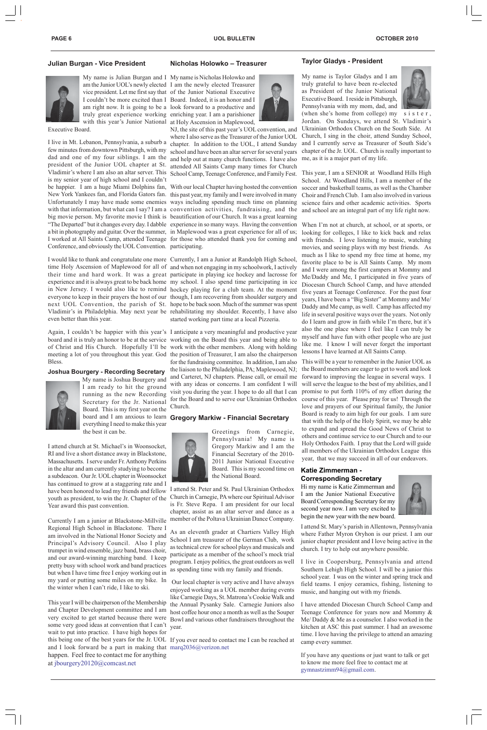### Julian Burgan - Vice President

My name is Julian Burgan and I am the Junior UOL's newly elected vice president. Let me first say that I couldn't be more excited than I am right now. It is going to be a truly great experience working with this year's Junior National Executive Board.

I live in Mt. Lebanon, Pennsylvania, a suburb a few minutes from downtown Pittsburgh, with my dad and one of my four siblings. I am the president of the Junior UOL chapter at St. Vladimir's where I am also an altar server. This is my senior year of high school and I couldn't be happier. I am a huge Miami Dolphins fan, New York Yankees fan, and Florida Gators fan. Unfortunately I may have made some enemies with that information, but what can I say? I am a big movie person. My favorite movie I think is "The Departed" but it changes every day. I dabble a bit in photography and guitar. Over the summer, I worked at All Saints Camp, attended Teenage Conference, and obviously the UOL Convention.

I would like to thank and congratulate one more time Holy Ascension of Maplewood for all of their time and hard work. It was a great experience and it is always great to be back home in New Jersey. I would also like to remind everyone to keep in their prayers the host of our next UOL Convention, the parish of St. Vladimir's in Philadelphia. May next year be even better than this year.

Again, I couldn't be happier with this year's board and it is truly an honor to be at the service of Christ and His Church. Hopefully I'll be meeting a lot of you throughout this year. God Bless.

### Joshua Bourgery - Recording Secretary

My name is Joshua Bourgery and I am ready to hit the ground running as the new Recording Secretary for the Jr. National Board. This is my first year on the board and I am anxious to learn everything I need to make this year the best it can be.

I attend church at St. Michael's in Woonsocket, RI and live a short distance away in Blackstone, Massachusetts. I serve under Fr. Anthony Perkins in the altar and am currently studying to become a subdeacon. Our Jr. UOL chapter in Woonsocket has continued to grow at a staggering rate and I have been honored to lead my friends and fellow youth as president, to win the Jr. Chapter of the Year award this past convention.

Currently I am a junior at Blackstone-Millville Regional High School in Blackstone. There I am involved in the National Honor Society and Principal's Advisory Council. Also I play trumpet in wind ensemble, jazz band, brass choir, and our award-winning marching band. I keep pretty busy with school work and band practices but when I have time free I enjoy working out in my yard or putting some miles on my bike. In the winter when I can't ride, I like to ski.

This year I will be chairperson of the Membership and Chapter Development committee and I am very excited to get started because there were some very good ideas at convention that I can't wait to put into practice. I have high hopes for this being one of the best years for the Jr. UOL and I look forward be a part in making that happen. Feel free to contact me for anything at jbourgery20120@comcast.net

### Nicholas Holowko – Treasurer

My name is Nicholas Holowko and I am the newly elected Treasurer of the Junior National Executive Board. Indeed, it is an honor and I look forward to a productive and enriching year. I am a parishioner at Holy Ascension in Maplewood, NJ, the site of this past year's UOL convention, and where I also serve as the Treasurer of the Junior UOL chapter. In addition to the UOL, I attend Sunday school and have been an altar server for several years and help out at many church functions. I have also attended All Saints Camp many times for Church School Camp, Teenage Conference, and Family Fest.

With our local Chapter having hosted the convention this past year, my family and I were involved in many ways including spending much time on planning convention activities, fundraising, and the beautification of our Church. It was a great learning experience in so many ways. Having the convention in Maplewood was a great experience for all of us; for those who attended thank you for coming and participating.

Currently, I am a Junior at Randolph High School, and when not engaging in my schoolwork, I actively participate in playing ice hockey and lacrosse for my school. I also spend time participating in ice hockey playing for a club team. At the moment though, I am recovering from shoulder surgery and hope to be back soon. Much of the summer was spent rehabilitating my shoulder. Recently, I have also started working part time at a local Pizzeria.

I anticipate a very meaningful and productive year working on the Board this year and being able to work with the other members. Along with holding the position of Treasurer, I am also the chairperson for the fundraising committee. In addition, I am also the liaison to the Philadelphia, PA; Maplewood, NJ; and Carteret, NJ chapters. Please call, or email me with any ideas or concerns. I am confident I will visit you during the year. I hope to do all that I can for the Board and to serve our Ukrainian Orthodox Church.

### Gregory Markiw - Financial Secretary

Greetings from Carnegie, Pennsylvania! My name is Gregory Markiw and I am the Financial Secretary of the 2010-2011 Junior National Executive Board. This is my second time on the National Board.

I attend St. Peter and St. Paul Ukrainian Orthodox Church in Carnegie, PA where our Spiritual Advisor is Fr. Steve Repa. I am president for our local chapter, assist as an altar server and dance as a member of the Poltava Ukrainian Dance Company.

As an eleventh grader at Chartiers Valley High School I am treasurer of the German Club, work as technical crew for school plays and musicals and participate as a member of the school's mock trial program. I enjoy politics, the great outdoors as well as spending time with my family and friends.

Our local chapter is very active and I have always enjoyed working as a UOL member during events like Carnegie Days, St. Matrona's Cookie Walk and the Annual Pysanky Sale. Carnegie Juniors also host coffee hour once a month as well as the Souper Bowl and various other fundraisers throughout the year.

If you ever need to contact me I can be reached at marq2036@verizon.net

### Taylor Gladys - President

My name is Taylor Gladys and I am truly grateful to have been re-elected as President of the Junior National Executive Board. I reside in Pittsburgh, Pennsylvania with my mom, dad, and (when she's home from college) my sister, Jordan. On Sundays, we attend St. Vladimir's Ukrainian Orthodox Church on the South Side. At Church, I sing in the choir, attend Sunday School, and I currently serve as Treasurer of South Side's chapter of the Jr. UOL. Church is really important to me, as it is a major part of my life.

This year, I am a SENIOR at Woodland Hills High School. At Woodland Hills, I am a member of the soccer and basketball teams, as well as the Chamber Choir and French Club. I am also involved in various science fairs and other academic activities. Sports and school are an integral part of my life right now.

When I'm not at church, at school, or at sports, or looking for colleges, I like to kick back and relax with friends. I love listening to music, watching movies, and seeing plays with my best friends. As much as I like to spend my free time at home, my favorite place to be is All Saints Camp. My mom and I were among the first campers at Mommy and Me/Daddy and Me, I participated in five years of Diocesan Church School Camp, and have attended five years at Teenage Conference. For the past four years, I have been a "Big Sister" at Mommy and Me/ Daddy and Me camp, as well. Camp has affected my life in several positive ways over the years. Not only do I learn and grow in faith while I'm there, but it's also the one place where I feel like I can truly be myself and have fun with other people who are just like me. I know I will never forget the important lessons I have learned at All Saints Camp.

This will be a year to remember in the Junior UOL as the Board members are eager to get to work and look forward to improving the league in several ways. I will serve the league to the best of my abilities, and I promise to put forth 110% of my effort during the course of this year. Please pray for us! Through the love and prayers of our Spiritual family, the Junior Board is ready to aim high for our goals. I am sure that with the help of the Holy Spirit, we may be able to expand and spread the Good News of Christ to others and continue service to our Church and to our Holy Orthodox Faith. I pray that the Lord will guide all members of the Ukrainian Orthodox League this year, that we may succeed in all of our endeavors.

### Katie Zimmerman - Corresponding Secretary

Hi my name is Katie Zimmerman and I am the Junior National Executive Board Corresponding Secretary for my second year now. I am very excited to begin the new year with the new board.

I attend St. Mary's parish in Allentown, Pennsylvania where Father Myron Oryhon is our priest. I am our junior chapter president and I love being active in the church. I try to help out anywhere possible.

I live in Coopersburg, Pennsylvania and attend Southern Lehigh High School. I will be a junior this school year. I was on the winter and spring track and field teams. I enjoy ceramics, fishing, listening to music, and hanging out with my friends.

I have attended Diocesan Church School Camp and Teenage Conference for years now and Mommy & Me/ Daddy & Me as a counselor. I also worked in the kitchen at ASC this past summer. I had an awesome time. I love having the privilege to attend an amazing camp every summer.

If you have any questions or just want to talk or get to know me more feel free to contact me at gymnastzimm94@gmail.com.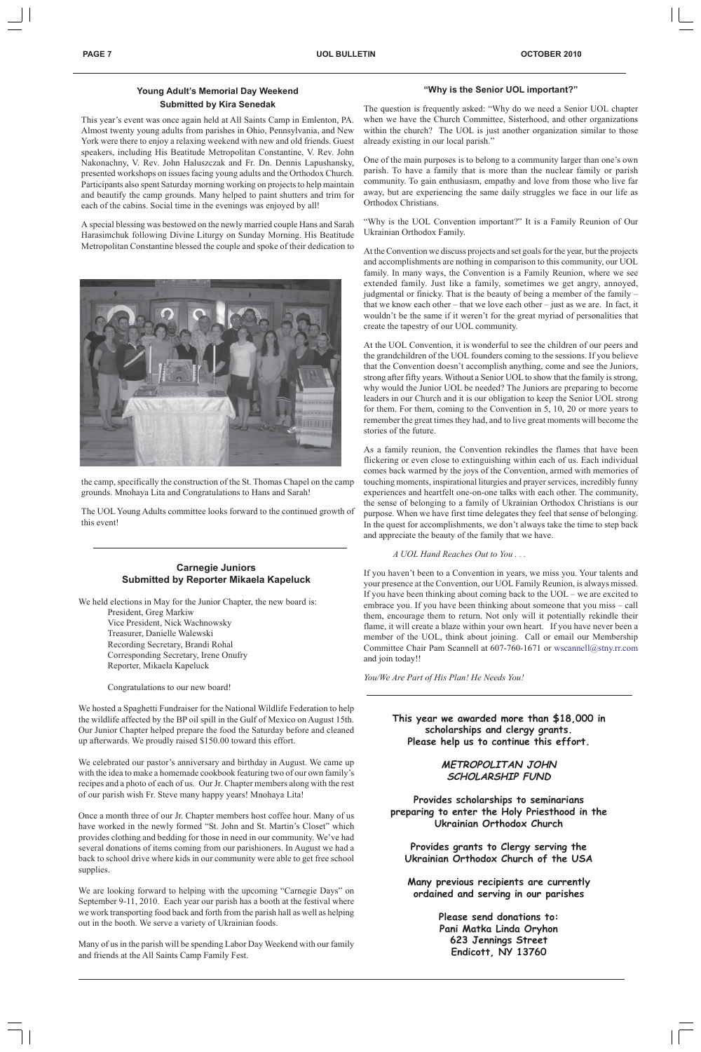## Young Adult's Memorial Day Weekend
**Submitted by Kira Senedak**

This year's event was once again held at All Saints Camp in Emlenton, PA. Almost twenty young adults from parishes in Ohio, Pennsylvania, and New York were there to enjoy a relaxing weekend with new and old friends. Guest speakers, including His Beatitude Metropolitan Constantine, V. Rev. John Nakonachny, V. Rev. John Haluszczak and Fr. Dn. Dennis Lapushansky, presented workshops on issues facing young adults and the Orthodox Church. Participants also spent Saturday morning working on projects to help maintain and beautify the camp grounds. Many helped to paint shutters and trim for each of the cabins. Social time in the evenings was enjoyed by all!

A special blessing was bestowed on the newly married couple Hans and Sarah Harasimchuk following Divine Liturgy on Sunday Morning. His Beatitude Metropolitan Constantine blessed the couple and spoke of their dedication to the camp, specifically the construction of the St. Thomas Chapel on the camp grounds. Mnohaya Lita and Congratulations to Hans and Sarah!

The UOL Young Adults committee looks forward to the continued growth of this event!

## Carnegie Juniors
**Submitted by Reporter Mikaela Kapeluck**

We held elections in May for the Junior Chapter, the new board is:

- President, Greg Markiw
- Vice President, Nick Wachnowsky
- Treasurer, Danielle Walewski
- Recording Secretary, Brandi Rohal
- Corresponding Secretary, Irene Onufry
- Reporter, Mikaela Kapeluck

Congratulations to our new board!

We hosted a Spaghetti Fundraiser for the National Wildlife Federation to help the wildlife affected by the BP oil spill in the Gulf of Mexico on August 15th. Our Junior Chapter helped prepare the food the Saturday before and cleaned up afterwards. We proudly raised $150.00 toward this effort.

We celebrated our pastor's anniversary and birthday in August. We came up with the idea to make a homemade cookbook featuring two of our own family's recipes and a photo of each of us. Our Jr. Chapter members along with the rest of our parish wish Fr. Steve many happy years! Mnohaya Lita!

Once a month three of our Jr. Chapter members host coffee hour. Many of us have worked in the newly formed "St. John and St. Martin's Closet" which provides clothing and bedding for those in need in our community. We've had several donations of items coming from our parishioners. In August we had a back to school drive where kids in our community were able to get free school supplies.

We are looking forward to helping with the upcoming "Carnegie Days" on September 9-11, 2010. Each year our parish has a booth at the festival where we work transporting food back and forth from the parish hall as well as helping out in the booth. We serve a variety of Ukrainian foods.

Many of us in the parish will be spending Labor Day Weekend with our family and friends at the All Saints Camp Family Fest.

## "Why is the Senior UOL important?"

The question is frequently asked: "Why do we need a Senior UOL chapter when we have the Church Committee, Sisterhood, and other organizations within the church? The UOL is just another organization similar to those already existing in our local parish."

One of the main purposes is to belong to a community larger than one's own parish. To have a family that is more than the nuclear family or parish community. To gain enthusiasm, empathy and love from those who live far away, but are experiencing the same daily struggles we face in our life as Orthodox Christians.

"Why is the UOL Convention important?" It is a Family Reunion of Our Ukrainian Orthodox Family.

At the Convention we discuss projects and set goals for the year, but the projects and accomplishments are nothing in comparison to this community, our UOL family. In many ways, the Convention is a Family Reunion, where we see extended family. Just like a family, sometimes we get angry, annoyed, judgmental or finicky. That is the beauty of being a member of the family – that we know each other – that we love each other – just as we are. In fact, it wouldn't be the same if it weren't for the great myriad of personalities that create the tapestry of our UOL community.

At the UOL Convention, it is wonderful to see the children of our peers and the grandchildren of the UOL founders coming to the sessions. If you believe that the Convention doesn't accomplish anything, come and see the Juniors, strong after fifty years. Without a Senior UOL to show that the family is strong, why would the Junior UOL be needed? The Juniors are preparing to become leaders in our Church and it is our obligation to keep the Senior UOL strong for them. For them, coming to the Convention in 5, 10, 20 or more years to remember the great times they had, and to live great moments will become the stories of the future.

As a family reunion, the Convention rekindles the flames that have been flickering or even close to extinguishing within each of us. Each individual comes back warmed by the joys of the Convention, armed with memories of touching moments, inspirational liturgies and prayer services, incredibly funny experiences and heartfelt one-on-one talks with each other. The community, the sense of belonging to a family of Ukrainian Orthodox Christians is our purpose. When we have first time delegates they feel that sense of belonging. In the quest for accomplishments, we don't always take the time to step back and appreciate the beauty of the family that we have.

*A UOL Hand Reaches Out to You . . .*

If you haven't been to a Convention in years, we miss you. Your talents and your presence at the Convention, our UOL Family Reunion, is always missed. If you have been thinking about coming back to the UOL – we are excited to embrace you. If you have been thinking about someone that you miss – call them, encourage them to return. Not only will it potentially rekindle their flame, it will create a blaze within your own heart. If you have never been a member of the UOL, think about joining. Call or email our Membership Committee Chair Pam Scannell at 607-760-1671 or wscannell@stny.rr.com and join today!!

*You/We Are Part of His Plan! He Needs You!*

**This year we awarded more than $18,000 in scholarships and clergy grants. Please help us to continue this effort.**

***METROPOLITAN JOHN SCHOLARSHIP FUND***

**Provides scholarships to seminarians preparing to enter the Holy Priesthood in the Ukrainian Orthodox Church**

**Provides grants to Clergy serving the Ukrainian Orthodox Church of the USA**

**Many previous recipients are currently ordained and serving in our parishes**

**Please send donations to:**
**Pani Matka Linda Oryhon**
**623 Jennings Street**
**Endicott, NY 13760**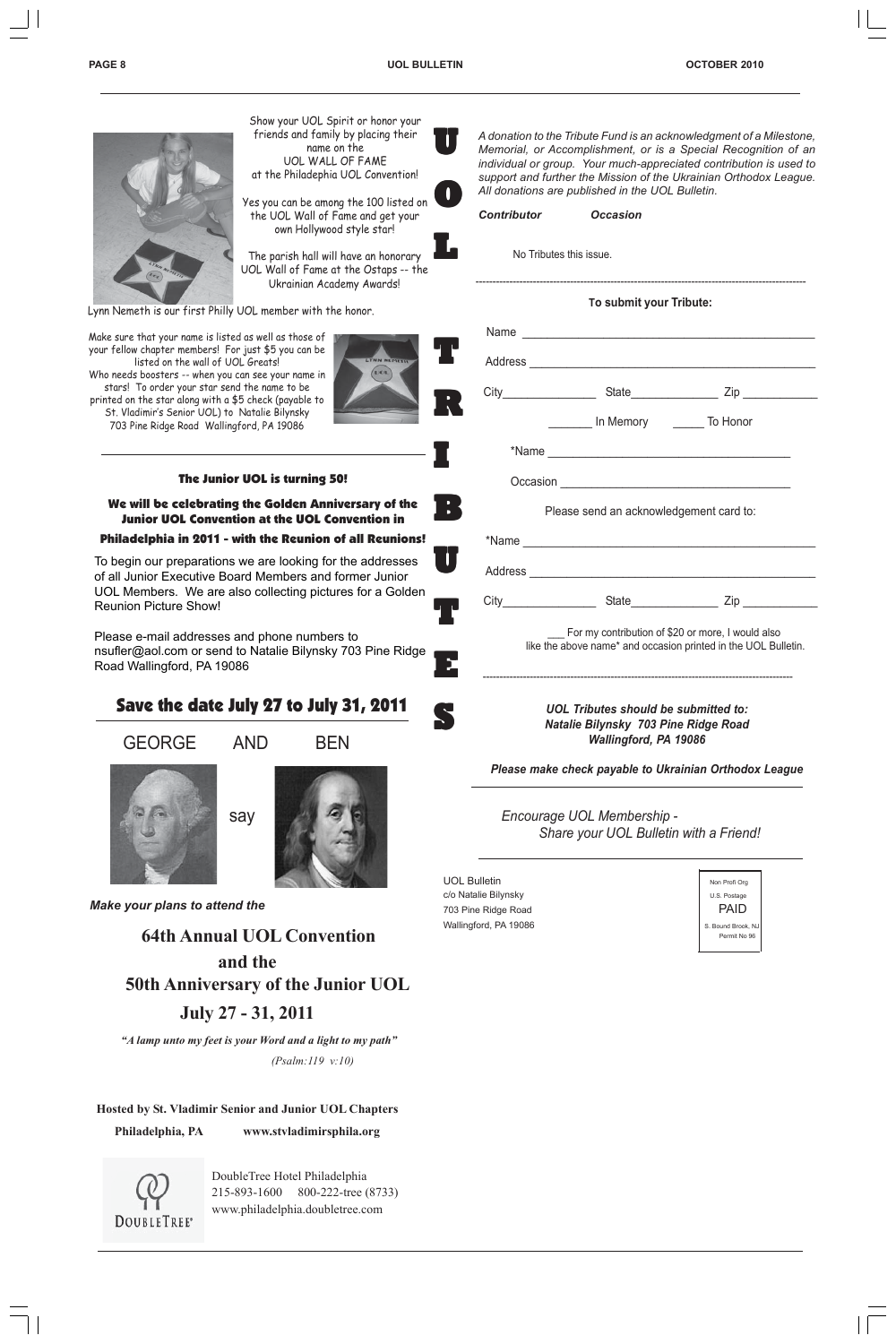Show your UOL Spirit or honor your friends and family by placing their name on the UOL WALL OF FAME at the Philadelphia UOL Convention!

Yes you can be among the 100 listed on the UOL Wall of Fame and get your own Hollywood style star!

The parish hall will have an honorary UOL Wall of Fame at the Ostaps -- the Ukrainian Academy Awards!

Lynn Nemeth is our first Philly UOL member with the honor.

Make sure that your name is listed as well as those of your fellow chapter members! For just $5 you can be listed on the wall of UOL Greats! Who needs boosters -- when you can see your name in stars! To order your star send the name to be printed on the star along with a $5 check (payable to St. Vladimir's Senior UOL) to Natalie Bilynsky 703 Pine Ridge Road Wallingford, PA 19086

**The Junior UOL is turning 50!**

**We will be celebrating the Golden Anniversary of the Junior UOL Convention at the UOL Convention in Philadelphia in 2011 - with the Reunion of all Reunions!**

To begin our preparations we are looking for the addresses of all Junior Executive Board Members and former Junior UOL Members. We are also collecting pictures for a Golden Reunion Picture Show!

Please e-mail addresses and phone numbers to nsufler@aol.com or send to Natalie Bilynsky 703 Pine Ridge Road Wallingford, PA 19086

## Save the date July 27 to July 31, 2011

GEORGE AND BEN say

*Make your plans to attend the*

**64th Annual UOL Convention**
**and the**
**50th Anniversary of the Junior UOL**
**July 27 - 31, 2011**

***"A lamp unto my feet is your Word and a light to my path"***
*(Psalm:119 v:10)*

**Hosted by St. Vladimir Senior and Junior UOL Chapters**
**Philadelphia, PA www.stvladimirsphila.org**

DoubleTree Hotel Philadelphia
215-893-1600 800-222-tree (8733)
www.philadelphia.doubletree.com

## UOL TRIBUTES

*A donation to the Tribute Fund is an acknowledgment of a Milestone, Memorial, or Accomplishment, or is a Special Recognition of an individual or group. Your much-appreciated contribution is used to support and further the Mission of the Ukrainian Orthodox League. All donations are published in the UOL Bulletin.*

***Contributor*** ***Occasion***

No Tributes this issue.

**To submit your Tribute:**

Name ______________________________

Address ______________________________

City______________ State______________ Zip ____________

_______ In Memory _____ To Honor

*Name ______________________________

Occasion ______________________________

Please send an acknowledgement card to:

*Name ______________________________

Address ______________________________

City______________ State______________ Zip ____________

___ For my contribution of $20 or more, I would also like the above name* and occasion printed in the UOL Bulletin.

***UOL Tributes should be submitted to:***
***Natalie Bilynsky 703 Pine Ridge Road***
***Wallingford, PA 19086***

***Please make check payable to Ukrainian Orthodox League***

*Encourage UOL Membership -*
*Share your UOL Bulletin with a Friend!*

UOL Bulletin
c/o Natalie Bilynsky
703 Pine Ridge Road
Wallingford, PA 19086

Non Profi Org
U.S. Postage
PAID
S. Bound Brook, NJ
Permit No 96